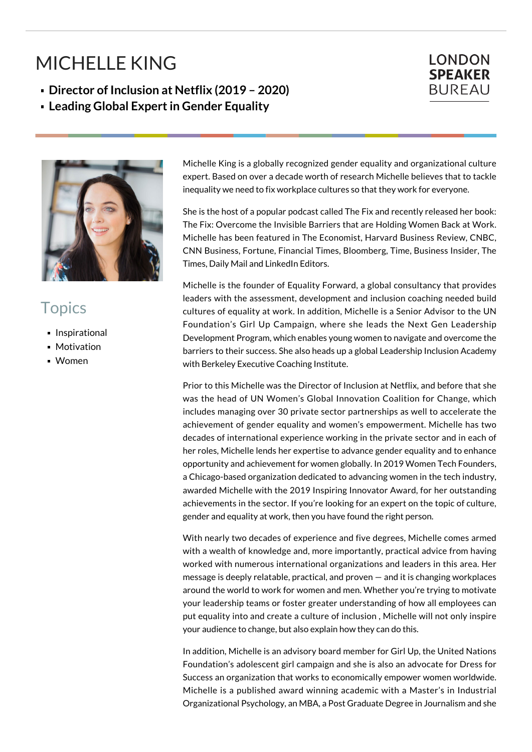# MICHELLE KING

- **Director of Inclusion at Netflix (2019 – 2020)**
- **Leading Global Expert in Gender Equality**

LONDON **SPEAKER** BUREAU

## Topics

- Inspirational
- Motivation
- Women

Michelle King is a globally recognized gender equality and organizational culture expert. Based on over a decade worth of research Michelle believes that to tackle inequality we need to fix workplace cultures so that they work for everyone.

She is the host of a popular podcast called The Fix and recently released her book: The Fix: Overcome the Invisible Barriers that are Holding Women Back at Work. Michelle has been featured in The Economist, Harvard Business Review, CNBC, CNN Business, Fortune, Financial Times, Bloomberg, Time, Business Insider, The Times, Daily Mail and LinkedIn Editors.

Michelle is the founder of Equality Forward, a global consultancy that provides leaders with the assessment, development and inclusion coaching needed build cultures of equality at work. In addition, Michelle is a Senior Advisor to the UN Foundation's Girl Up Campaign, where she leads the Next Gen Leadership Development Program, which enables young women to navigate and overcome the barriers to their success. She also heads up a global Leadership Inclusion Academy with Berkeley Executive Coaching Institute.

Prior to this Michelle was the Director of Inclusion at Netflix, and before that she was the head of UN Women's Global Innovation Coalition for Change, which includes managing over 30 private sector partnerships as well to accelerate the achievement of gender equality and women's empowerment. Michelle has two decades of international experience working in the private sector and in each of her roles, Michelle lends her expertise to advance gender equality and to enhance opportunity and achievement for women globally. In 2019 Women Tech Founders, a Chicago-based organization dedicated to advancing women in the tech industry, awarded Michelle with the 2019 Inspiring Innovator Award, for her outstanding achievements in the sector. If you're looking for an expert on the topic of culture, gender and equality at work, then you have found the right person.

With nearly two decades of experience and five degrees, Michelle comes armed with a wealth of knowledge and, more importantly, practical advice from having worked with numerous international organizations and leaders in this area. Her message is deeply relatable, practical, and proven — and it is changing workplaces around the world to work for women and men. Whether you're trying to motivate your leadership teams or foster greater understanding of how all employees can put equality into and create a culture of inclusion , Michelle will not only inspire your audience to change, but also explain how they can do this.

In addition, Michelle is an advisory board member for Girl Up, the United Nations Foundation's adolescent girl campaign and she is also an advocate for Dress for Success an organization that works to economically empower women worldwide. Michelle is a published award winning academic with a Master's in Industrial Organizational Psychology, an MBA, a Post Graduate Degree in Journalism and she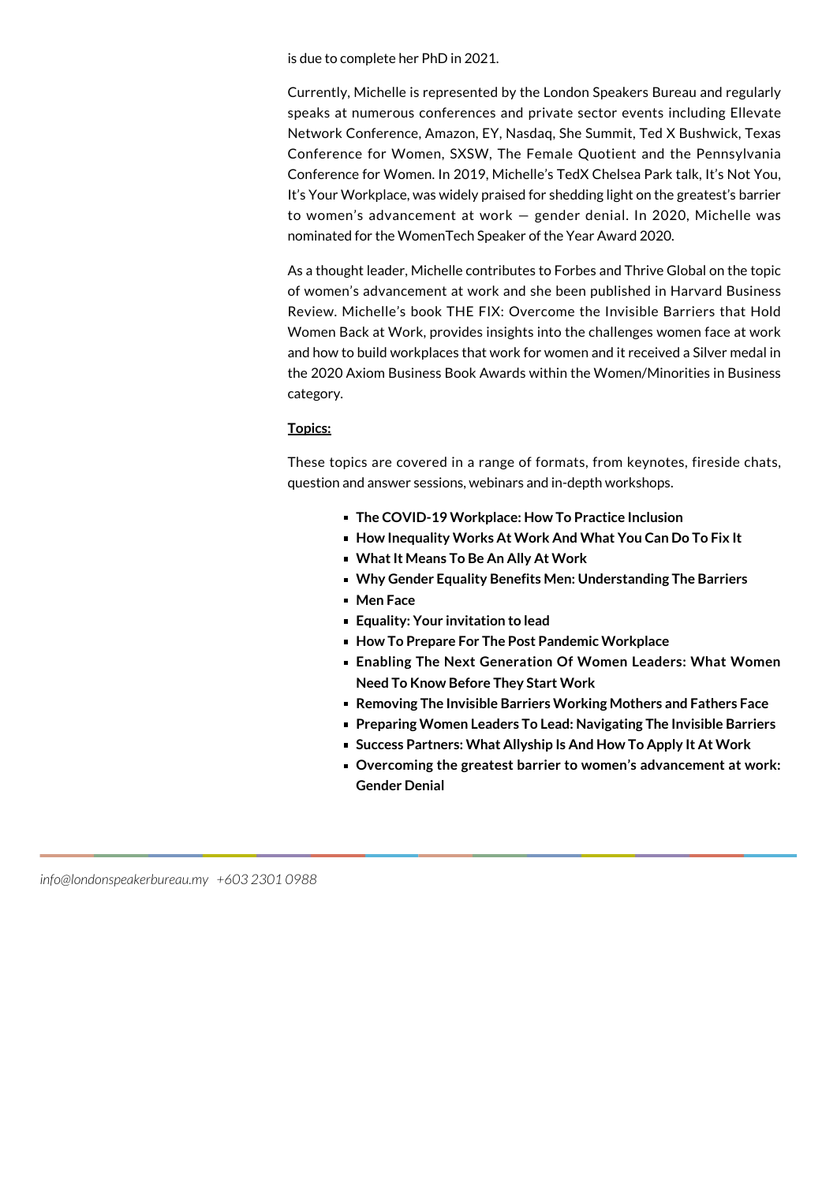is due to complete her PhD in 2021.

Currently, Michelle is represented by the London Speakers Bureau and regularly speaks at numerous conferences and private sector events including Ellevate Network Conference, Amazon, EY, Nasdaq, She Summit, Ted X Bushwick, Texas Conference for Women, SXSW, The Female Quotient and the Pennsylvania Conference for Women. In 2019, Michelle's TedX Chelsea Park talk, It's Not You, It's Your Workplace, was widely praised for shedding light on the greatest's barrier to women's advancement at work — gender denial. In 2020, Michelle was nominated for the WomenTech Speaker of the Year Award 2020.

As a thought leader, Michelle contributes to Forbes and Thrive Global on the topic of women's advancement at work and she been published in Harvard Business Review. Michelle's book THE FIX: Overcome the Invisible Barriers that Hold Women Back at Work, provides insights into the challenges women face at work and how to build workplaces that work for women and it received a Silver medal in the 2020 Axiom Business Book Awards within the Women/Minorities in Business category.

**Topics:**

These topics are covered in a range of formats, from keynotes, fireside chats, question and answer sessions, webinars and in-depth workshops.

- **The COVID-19 Workplace: How To Practice Inclusion**
- **How Inequality Works At Work And What You Can Do To Fix It**
- **What It Means To Be An Ally At Work**
- **Why Gender Equality Benefits Men: Understanding The Barriers**
- **Men Face**
- **Equality: Your invitation to lead**
- **How To Prepare For The Post Pandemic Workplace**
- **Enabling The Next Generation Of Women Leaders: What Women Need To Know Before They Start Work**
- **Removing The Invisible Barriers Working Mothers and Fathers Face**
- **Preparing Women Leaders To Lead: Navigating The Invisible Barriers**
- **Success Partners: What Allyship Is And How To Apply It At Work**
- **Overcoming the greatest barrier to women's advancement at work: Gender Denial**

*info@londonspeakerbureau.my +603 2301 0988*